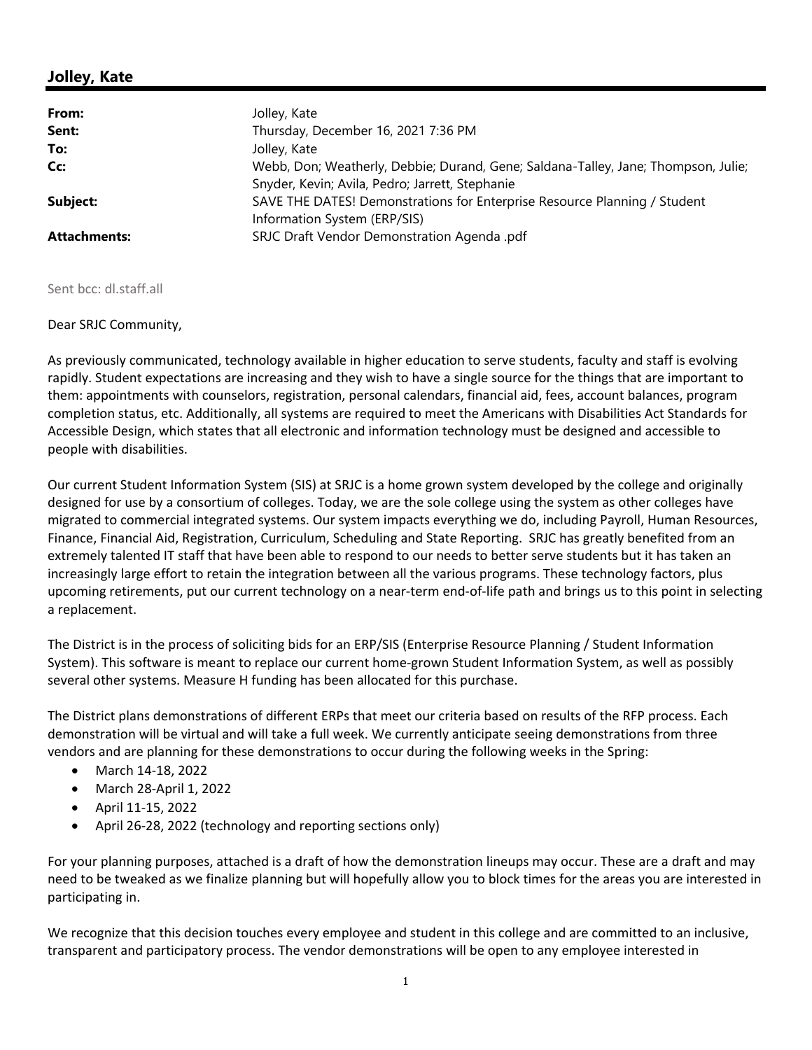## Jolley, Kate

| | |
|---|---|
| **From:** | Jolley, Kate |
| **Sent:** | Thursday, December 16, 2021 7:36 PM |
| **To:** | Jolley, Kate |
| **Cc:** | Webb, Don; Weatherly, Debbie; Durand, Gene; Saldana-Talley, Jane; Thompson, Julie; Snyder, Kevin; Avila, Pedro; Jarrett, Stephanie |
| **Subject:** | SAVE THE DATES! Demonstrations for Enterprise Resource Planning / Student Information System (ERP/SIS) |
| **Attachments:** | SRJC Draft Vendor Demonstration Agenda .pdf |

Sent bcc: dl.staff.all

Dear SRJC Community,

As previously communicated, technology available in higher education to serve students, faculty and staff is evolving rapidly. Student expectations are increasing and they wish to have a single source for the things that are important to them: appointments with counselors, registration, personal calendars, financial aid, fees, account balances, program completion status, etc. Additionally, all systems are required to meet the Americans with Disabilities Act Standards for Accessible Design, which states that all electronic and information technology must be designed and accessible to people with disabilities.

Our current Student Information System (SIS) at SRJC is a home grown system developed by the college and originally designed for use by a consortium of colleges. Today, we are the sole college using the system as other colleges have migrated to commercial integrated systems. Our system impacts everything we do, including Payroll, Human Resources, Finance, Financial Aid, Registration, Curriculum, Scheduling and State Reporting. SRJC has greatly benefited from an extremely talented IT staff that have been able to respond to our needs to better serve students but it has taken an increasingly large effort to retain the integration between all the various programs. These technology factors, plus upcoming retirements, put our current technology on a near-term end-of-life path and brings us to this point in selecting a replacement.

The District is in the process of soliciting bids for an ERP/SIS (Enterprise Resource Planning / Student Information System). This software is meant to replace our current home-grown Student Information System, as well as possibly several other systems. Measure H funding has been allocated for this purchase.

The District plans demonstrations of different ERPs that meet our criteria based on results of the RFP process. Each demonstration will be virtual and will take a full week. We currently anticipate seeing demonstrations from three vendors and are planning for these demonstrations to occur during the following weeks in the Spring:

- March 14-18, 2022
- March 28-April 1, 2022
- April 11-15, 2022
- April 26-28, 2022 (technology and reporting sections only)

For your planning purposes, attached is a draft of how the demonstration lineups may occur. These are a draft and may need to be tweaked as we finalize planning but will hopefully allow you to block times for the areas you are interested in participating in.

We recognize that this decision touches every employee and student in this college and are committed to an inclusive, transparent and participatory process. The vendor demonstrations will be open to any employee interested in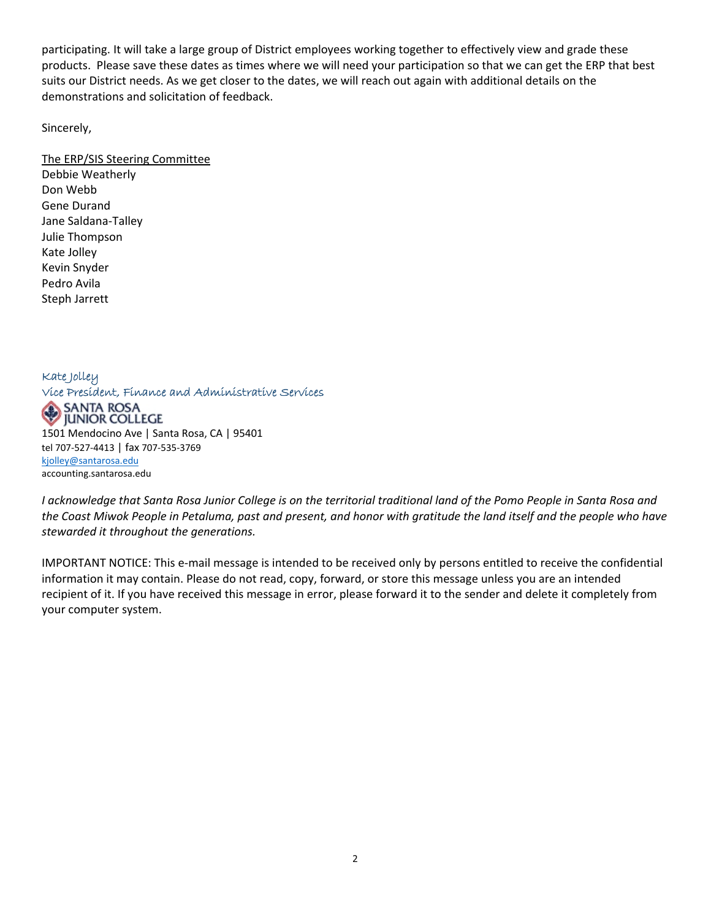participating. It will take a large group of District employees working together to effectively view and grade these products. Please save these dates as times where we will need your participation so that we can get the ERP that best suits our District needs. As we get closer to the dates, we will reach out again with additional details on the demonstrations and solicitation of feedback.

Sincerely,

The ERP/SIS Steering Committee
Debbie Weatherly
Don Webb
Gene Durand
Jane Saldana-Talley
Julie Thompson
Kate Jolley
Kevin Snyder
Pedro Avila
Steph Jarrett

Kate Jolley
Vice President, Finance and Administrative Services
SANTA ROSA JUNIOR COLLEGE
1501 Mendocino Ave | Santa Rosa, CA | 95401
tel 707-527-4413 | fax 707-535-3769
kjolley@santarosa.edu
accounting.santarosa.edu

*I acknowledge that Santa Rosa Junior College is on the territorial traditional land of the Pomo People in Santa Rosa and the Coast Miwok People in Petaluma, past and present, and honor with gratitude the land itself and the people who have stewarded it throughout the generations.*

IMPORTANT NOTICE: This e-mail message is intended to be received only by persons entitled to receive the confidential information it may contain. Please do not read, copy, forward, or store this message unless you are an intended recipient of it. If you have received this message in error, please forward it to the sender and delete it completely from your computer system.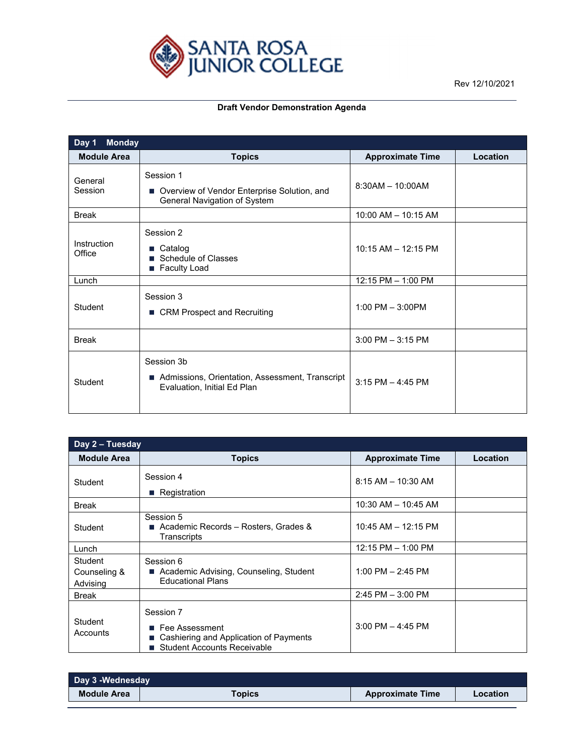SANTA ROSA JUNIOR COLLEGE

Rev 12/10/2021

**Draft Vendor Demonstration Agenda**

| **Day 1 Monday** | | | |
|---|---|---|---|
| **Module Area** | **Topics** | **Approximate Time** | **Location** |
| General Session | Session 1<br>■ Overview of Vendor Enterprise Solution, and General Navigation of System | 8:30AM – 10:00AM | |
| Break | | 10:00 AM – 10:15 AM | |
| Instruction Office | Session 2<br>■ Catalog<br>■ Schedule of Classes<br>■ Faculty Load | 10:15 AM – 12:15 PM | |
| Lunch | | 12:15 PM – 1:00 PM | |
| Student | Session 3<br>■ CRM Prospect and Recruiting | 1:00 PM – 3:00PM | |
| Break | | 3:00 PM – 3:15 PM | |
| Student | Session 3b<br>■ Admissions, Orientation, Assessment, Transcript Evaluation, Initial Ed Plan | 3:15 PM – 4:45 PM | |

| **Day 2 – Tuesday** | | | |
|---|---|---|---|
| **Module Area** | **Topics** | **Approximate Time** | **Location** |
| Student | Session 4<br>■ Registration | 8:15 AM – 10:30 AM | |
| Break | | 10:30 AM – 10:45 AM | |
| Student | Session 5<br>■ Academic Records – Rosters, Grades & Transcripts | 10:45 AM – 12:15 PM | |
| Lunch | | 12:15 PM – 1:00 PM | |
| Student Counseling & Advising | Session 6<br>■ Academic Advising, Counseling, Student Educational Plans | 1:00 PM – 2:45 PM | |
| Break | | 2:45 PM – 3:00 PM | |
| Student Accounts | Session 7<br>■ Fee Assessment<br>■ Cashiering and Application of Payments<br>■ Student Accounts Receivable | 3:00 PM – 4:45 PM | |

| **Day 3 -Wednesday** | | | |
|---|---|---|---|
| **Module Area** | **Topics** | **Approximate Time** | **Location** |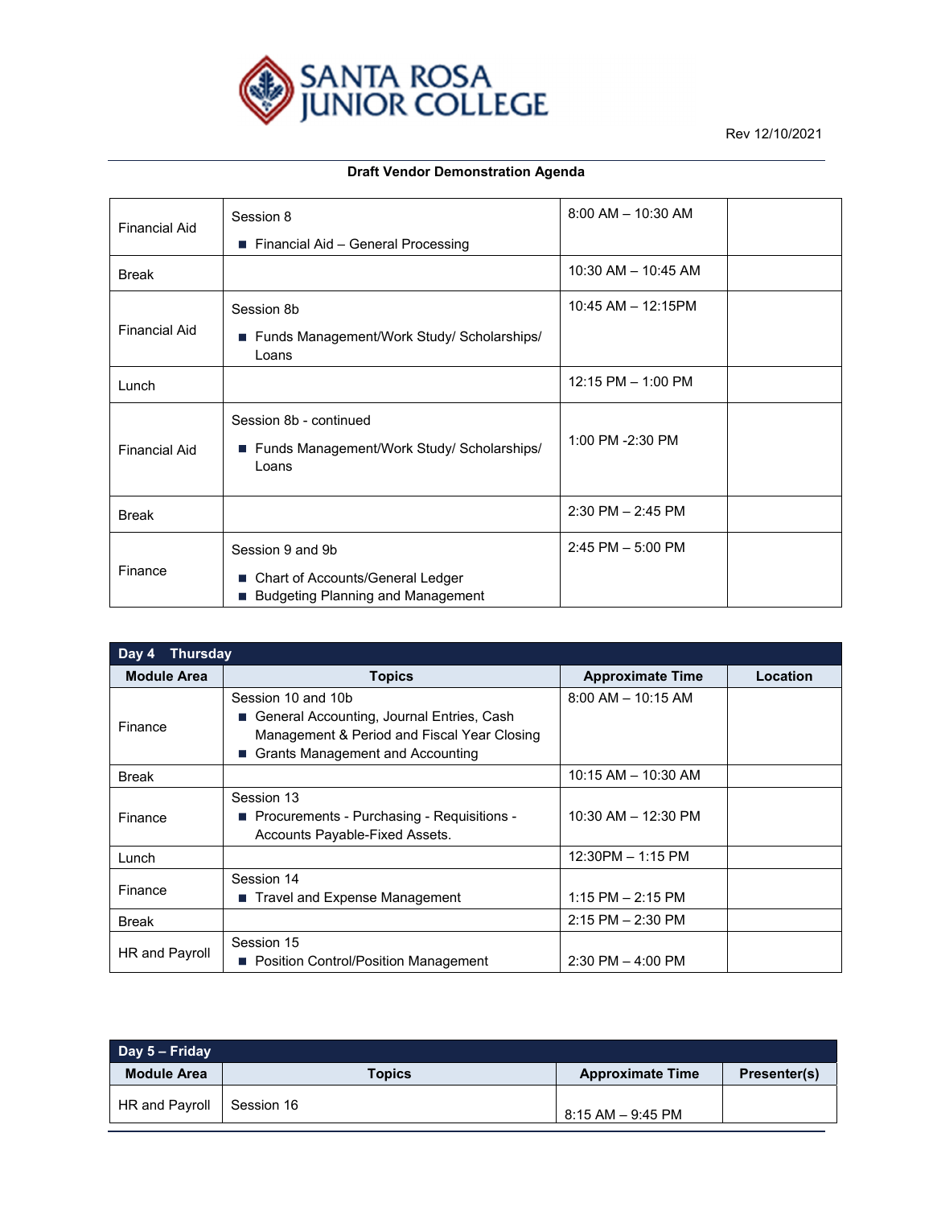Rev 12/10/2021

**Draft Vendor Demonstration Agenda**

| | | | |
|---|---|---|---|
| Financial Aid | Session 8<br>■ Financial Aid – General Processing | 8:00 AM – 10:30 AM | |
| Break | | 10:30 AM – 10:45 AM | |
| Financial Aid | Session 8b<br>■ Funds Management/Work Study/ Scholarships/ Loans | 10:45 AM – 12:15PM | |
| Lunch | | 12:15 PM – 1:00 PM | |
| Financial Aid | Session 8b - continued<br>■ Funds Management/Work Study/ Scholarships/ Loans | 1:00 PM -2:30 PM | |
| Break | | 2:30 PM – 2:45 PM | |
| Finance | Session 9 and 9b<br>■ Chart of Accounts/General Ledger<br>■ Budgeting Planning and Management | 2:45 PM – 5:00 PM | |

**Day 4 Thursday**

| Module Area | Topics | Approximate Time | Location |
|---|---|---|---|
| Finance | Session 10 and 10b<br>■ General Accounting, Journal Entries, Cash Management & Period and Fiscal Year Closing<br>■ Grants Management and Accounting | 8:00 AM – 10:15 AM | |
| Break | | 10:15 AM – 10:30 AM | |
| Finance | Session 13<br>■ Procurements - Purchasing - Requisitions - Accounts Payable-Fixed Assets. | 10:30 AM – 12:30 PM | |
| Lunch | | 12:30PM – 1:15 PM | |
| Finance | Session 14<br>■ Travel and Expense Management | 1:15 PM – 2:15 PM | |
| Break | | 2:15 PM – 2:30 PM | |
| HR and Payroll | Session 15<br>■ Position Control/Position Management | 2:30 PM – 4:00 PM | |

**Day 5 – Friday**

| Module Area | Topics | Approximate Time | Presenter(s) |
|---|---|---|---|
| HR and Payroll | Session 16 | 8:15 AM – 9:45 PM | |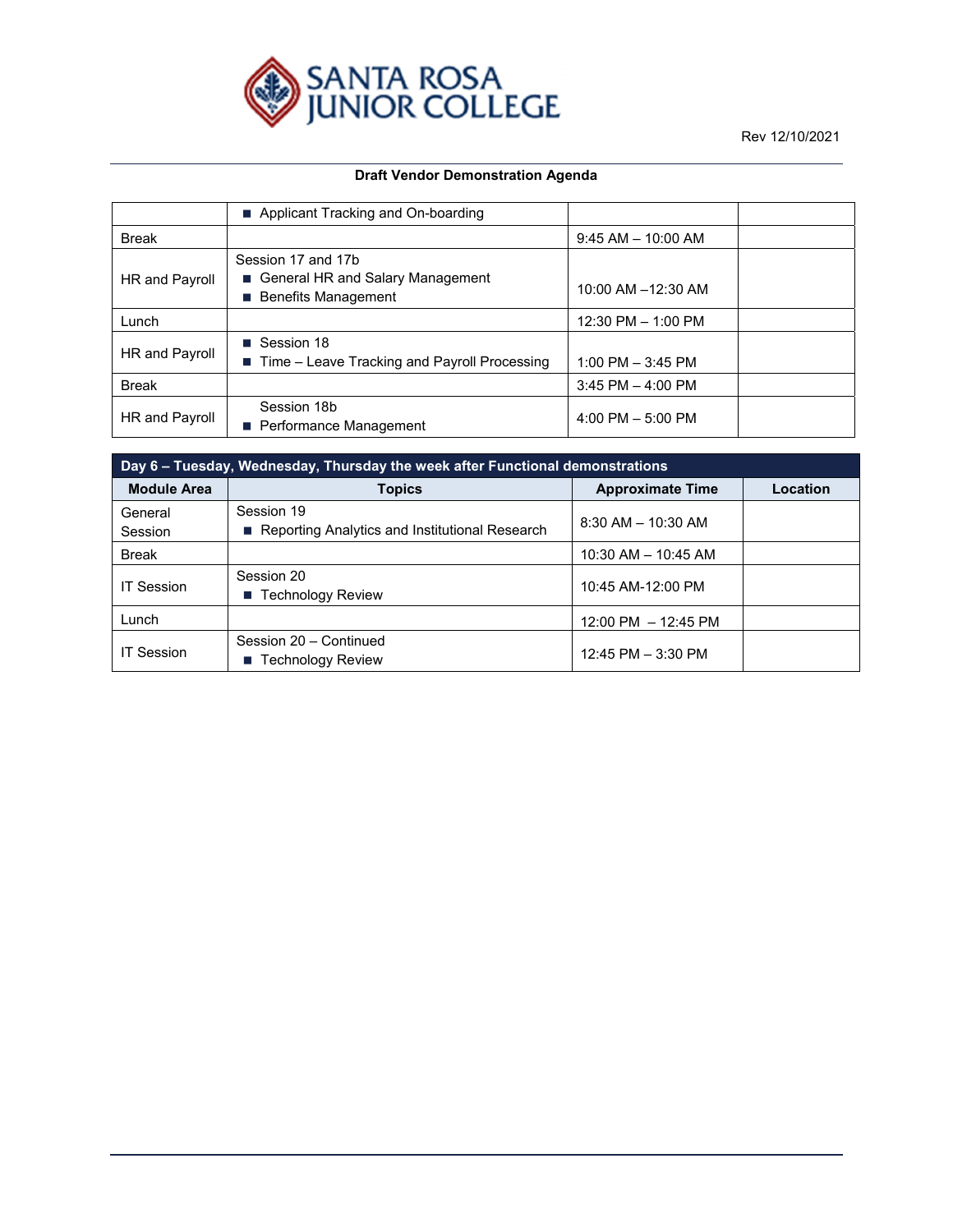Rev 12/10/2021

**Draft Vendor Demonstration Agenda**

| | | | |
|---|---|---|---|
| | ■ Applicant Tracking and On-boarding | | |
| Break | | 9:45 AM – 10:00 AM | |
| HR and Payroll | Session 17 and 17b<br>■ General HR and Salary Management<br>■ Benefits Management | 10:00 AM –12:30 AM | |
| Lunch | | 12:30 PM – 1:00 PM | |
| HR and Payroll | ■ Session 18<br>■ Time – Leave Tracking and Payroll Processing | 1:00 PM – 3:45 PM | |
| Break | | 3:45 PM – 4:00 PM | |
| HR and Payroll | Session 18b<br>■ Performance Management | 4:00 PM – 5:00 PM | |

**Day 6 – Tuesday, Wednesday, Thursday the week after Functional demonstrations**

| Module Area | Topics | Approximate Time | Location |
|---|---|---|---|
| General Session | Session 19<br>■ Reporting Analytics and Institutional Research | 8:30 AM – 10:30 AM | |
| Break | | 10:30 AM – 10:45 AM | |
| IT Session | Session 20<br>■ Technology Review | 10:45 AM-12:00 PM | |
| Lunch | | 12:00 PM – 12:45 PM | |
| IT Session | Session 20 – Continued<br>■ Technology Review | 12:45 PM – 3:30 PM | |